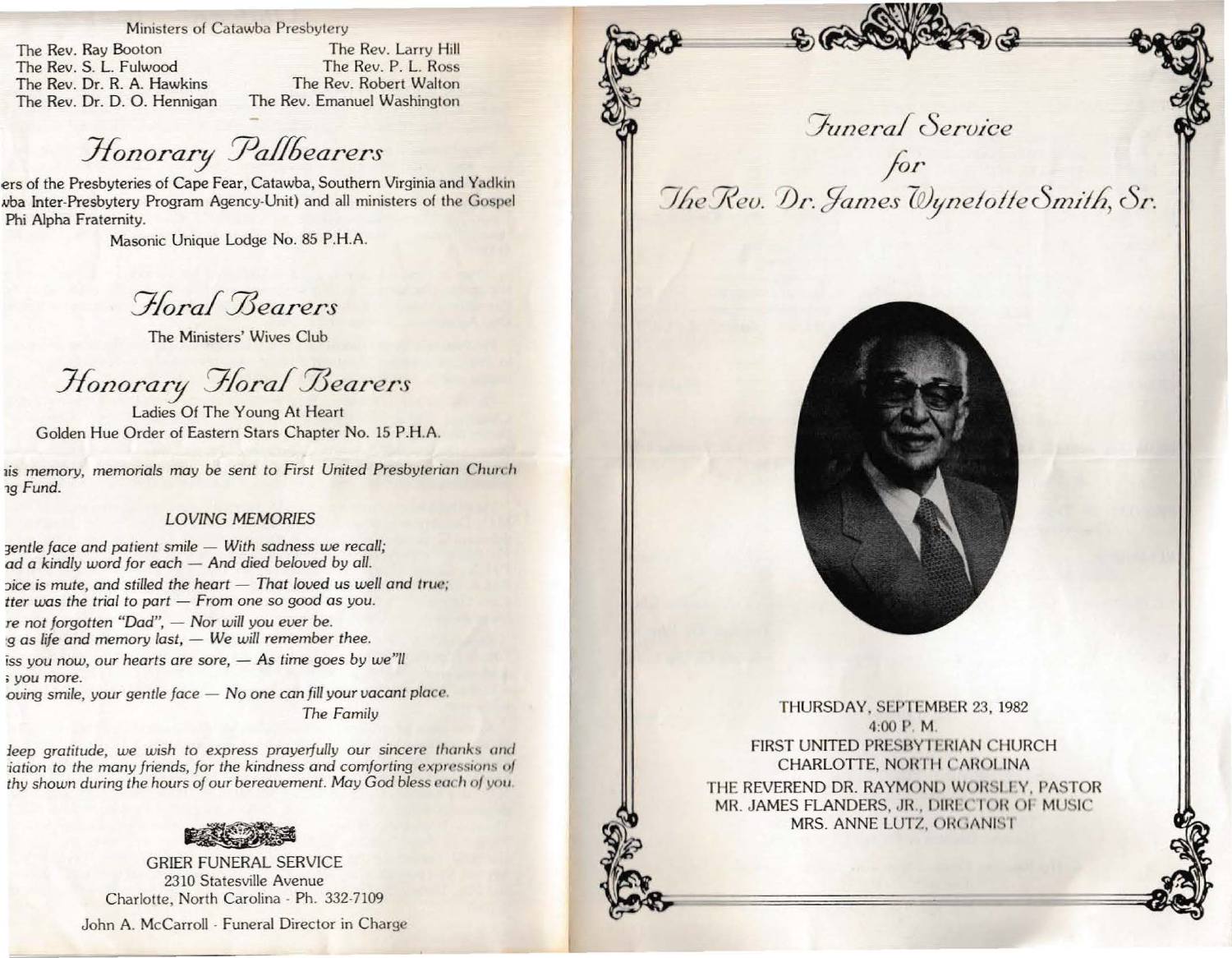Ministers of Catawba Presbytery

The Rev. Ray Booton
The Rev. S. L. Fulwood
The Rev. Dr. R. A. Hawkins
The Rev. Dr. D. O. Hennigan
The Rev. Larry Hill
The Rev. P. L. Ross
The Rev. Robert Walton
The Rev. Emanuel Washington

## *Honorary Pallbearers*

ers of the Presbyteries of Cape Fear, Catawba, Southern Virginia and Yadkin
wba Inter-Presbytery Program Agency-Unit) and all ministers of the Gospel
Phi Alpha Fraternity.

Masonic Unique Lodge No. 85 P.H.A.

## *Floral Bearers*

The Ministers' Wives Club

## *Honorary Floral Bearers*

Ladies Of The Young At Heart
Golden Hue Order of Eastern Stars Chapter No. 15 P.H.A.

*is memory, memorials may be sent to First United Presbyterian Church
ng Fund.*

### *LOVING MEMORIES*

*gentle face and patient smile — With sadness we recall;
ad a kindly word for each — And died beloved by all.
oice is mute, and stilled the heart — That loved us well and true;
tter was the trial to part — From one so good as you.
re not forgotten "Dad", — Nor will you ever be.
g as life and memory last, — We will remember thee.
iss you now, our hearts are sore, — As time goes by we"ll
; you more.
oving smile, your gentle face — No one can fill your vacant place.*

*The Family*

*deep gratitude, we wish to express prayerfully our sincere thanks and
iation to the many friends, for the kindness and comforting expressions of
thy shown during the hours of our bereavement. May God bless each of you.*

GRIER FUNERAL SERVICE
2310 Statesville Avenue
Charlotte, North Carolina - Ph. 332-7109

John A. McCarroll - Funeral Director in Charge

# *Funeral Service*

## *for*

# *The Rev. Dr. James Wynetotte Smith, Sr.*

THURSDAY, SEPTEMBER 23, 1982
4:00 P. M.
FIRST UNITED PRESBYTERIAN CHURCH
CHARLOTTE, NORTH CAROLINA

THE REVEREND DR. RAYMOND WORSLEY, PASTOR
MR. JAMES FLANDERS, JR., DIRECTOR OF MUSIC
MRS. ANNE LUTZ, ORGANIST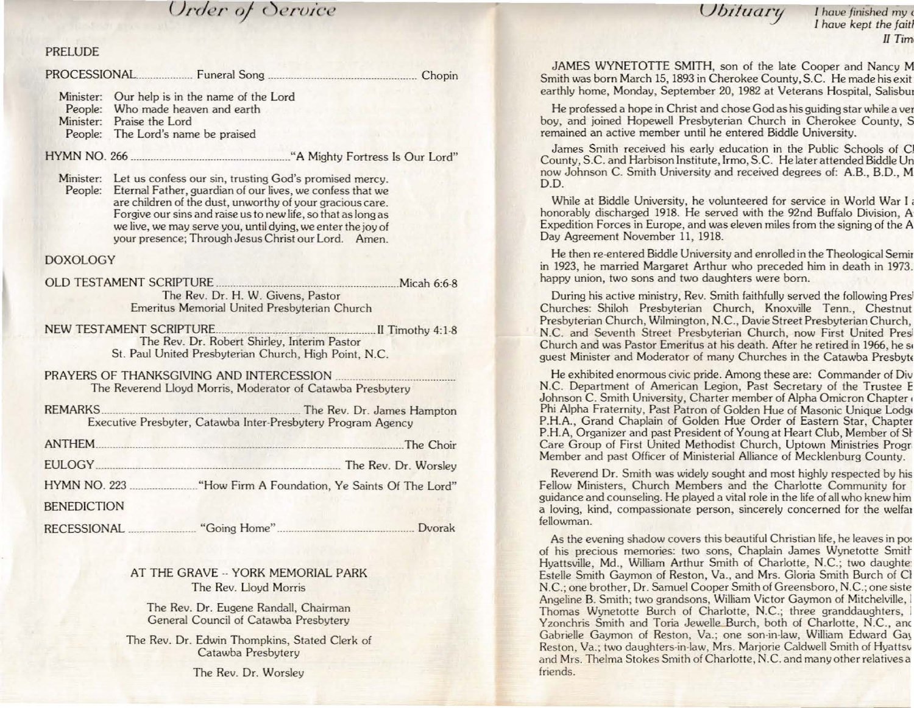# Order of Service

PRELUDE

PROCESSIONAL .................. Funeral Song .................................................. Chopin

Minister: Our help is in the name of the Lord
People: Who made heaven and earth
Minister: Praise the Lord
People: The Lord's name be praised

HYMN NO. 266 ........................................................ "A Mighty Fortress Is Our Lord"

Minister: Let us confess our sin, trusting God's promised mercy.
People: Eternal Father, guardian of our lives, we confess that we are children of the dust, unworthy of your gracious care. Forgive our sins and raise us to new life, so that as long as we live, we may serve you, until dying, we enter the joy of your presence; Through Jesus Christ our Lord. Amen.

DOXOLOGY

OLD TESTAMENT SCRIPTURE ................................................................ Micah 6:6-8
The Rev. Dr. H. W. Givens, Pastor
Emeritus Memorial United Presbyterian Church

NEW TESTAMENT SCRIPTURE ........................................................ II Timothy 4:1-8
The Rev. Dr. Robert Shirley, Interim Pastor
St. Paul United Presbyterian Church, High Point, N.C.

PRAYERS OF THANKSGIVING AND INTERCESSION ..........................................
The Reverend Lloyd Morris, Moderator of Catawba Presbytery

REMARKS ..................................................................... The Rev. Dr. James Hampton
Executive Presbyter, Catawba Inter-Presbytery Program Agency

ANTHEM ............................................................................................... The Choir

EULOGY ...................................................................................... The Rev. Dr. Worsley

HYMN NO. 223 ........................ "How Firm A Foundation, Ye Saints Of The Lord"

BENEDICTION

RECESSIONAL ........................ "Going Home" ............................................... Dvorak

AT THE GRAVE -- YORK MEMORIAL PARK
The Rev. Lloyd Morris

The Rev. Dr. Eugene Randall, Chairman
General Council of Catawba Presbytery

The Rev. Dr. Edwin Thompkins, Stated Clerk of
Catawba Presbytery

The Rev. Dr. Worsley

# Obituary

*I have finished my c*
*I have kept the faitl*
*II Tim*

JAMES WYNETOTTE SMITH, son of the late Cooper and Nancy M Smith was born March 15, 1893 in Cherokee County, S.C. He made his exit earthly home, Monday, September 20, 1982 at Veterans Hospital, Salisbu

He professed a hope in Christ and chose God as his guiding star while a ver boy, and joined Hopewell Presbyterian Church in Cherokee County, S remained an active member until he entered Biddle University.

James Smith received his early education in the Public Schools of Cl County, S.C. and Harbison Institute, Irmo, S.C. He later attended Biddle Un now Johnson C. Smith University and received degrees of: A.B., B.D., M D.D.

While at Biddle University, he volunteered for service in World War I honorably discharged 1918. He served with the 92nd Buffalo Division, A Expedition Forces in Europe, and was eleven miles from the signing of the A Day Agreement November 11, 1918.

He then re-entered Biddle University and enrolled in the Theological Semi in 1923, he married Margaret Arthur who preceded him in death in 1973. happy union, two sons and two daughters were born.

During his active ministry, Rev. Smith faithfully served the following Pres Churches: Shiloh Presbyterian Church, Knoxville Tenn., Chestnut Presbyterian Church, Wilmington, N.C., Davie Street Presbyterian Church, N.C. and Seventh Street Presbyterian Church, now First United Pres Church and was Pastor Emeritus at his death. After he retired in 1966, he s guest Minister and Moderator of many Churches in the Catawba Presbyt

He exhibited enormous civic pride. Among these are: Commander of Div N.C. Department of American Legion, Past Secretary of the Trustee E Johnson C. Smith University, Charter member of Alpha Omicron Chapter Phi Alpha Fraternity, Past Patron of Golden Hue of Masonic Unique Lodg P.H.A., Grand Chaplain of Golden Hue Order of Eastern Star, Chapter P.H.A, Organizer and past President of Young at Heart Club, Member of Sl Care Group of First United Methodist Church, Uptown Ministries Progr Member and past Officer of Ministerial Alliance of Mecklenburg County.

Reverend Dr. Smith was widely sought and most highly respected by his Fellow Ministers, Church Members and the Charlotte Community for guidance and counseling. He played a vital role in the life of all who knew him a loving, kind, compassionate person, sincerely concerned for the welfa fellowman.

As the evening shadow covers this beautiful Christian life, he leaves in po of his precious memories: two sons, Chaplain James Wynetotte Smith Hyattsville, Md., William Arthur Smith of Charlotte, N.C.; two daughte Estelle Smith Gaymon of Reston, Va., and Mrs. Gloria Smith Burch of Cl N.C.; one brother, Dr. Samuel Cooper Smith of Greensboro, N.C.; one siste Angeline B. Smith; two grandsons, William Victor Gaymon of Mitchelville, Thomas Wynetotte Burch of Charlotte, N.C.; three granddaughters, Yzonchris Smith and Toria Jewelle Burch, both of Charlotte, N.C., an Gabrielle Gaymon of Reston, Va.; one son-in-law, William Edward Ga Reston, Va.; two daughters-in-law, Mrs. Marjorie Caldwell Smith of Hyatts and Mrs. Thelma Stokes Smith of Charlotte, N.C. and many other relatives a friends.